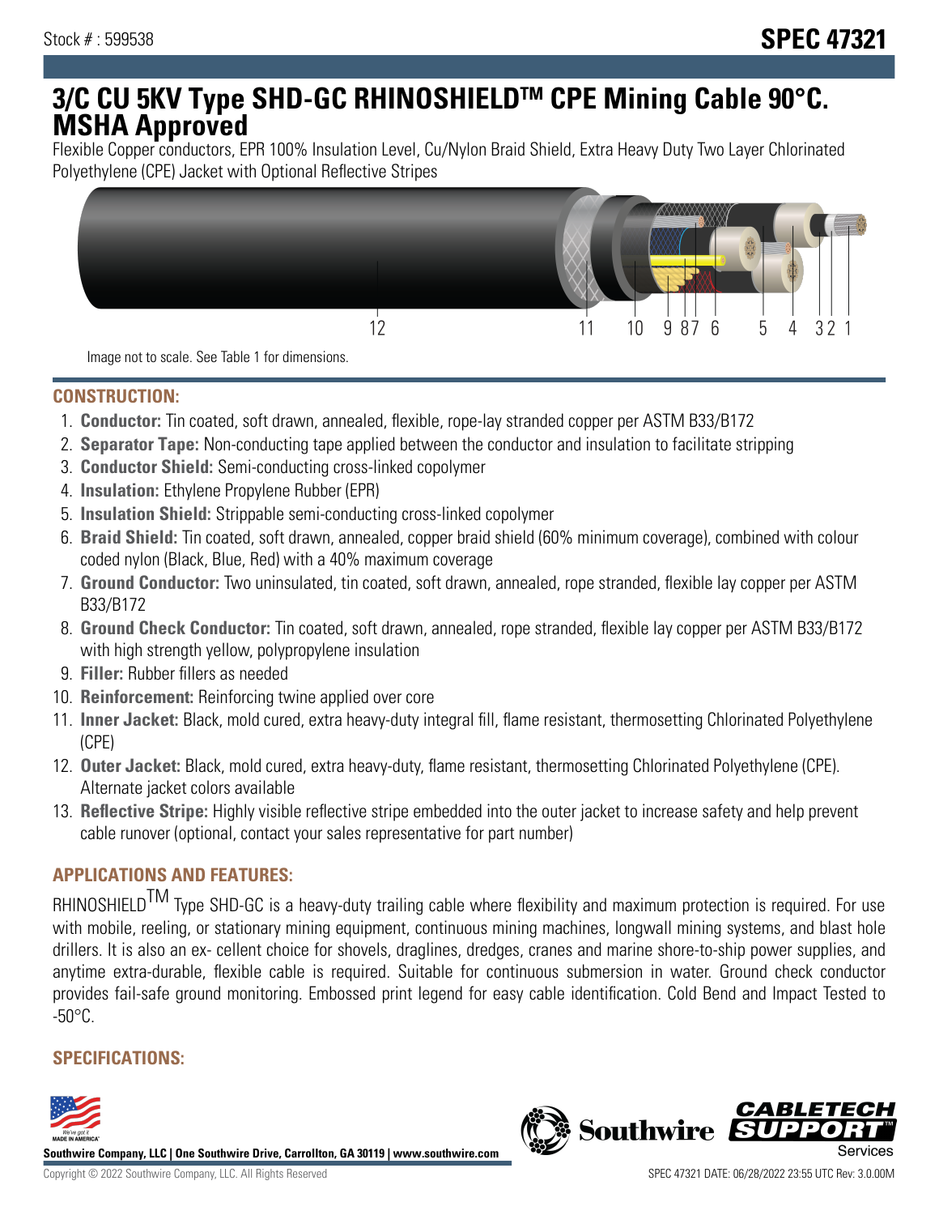Stock # : 599538

# SPEC 47321

# 3/C CU 5KV Type SHD-GC RHINOSHIELDTM CPE Mining Cable 90°C. MSHA Approved

Flexible Copper conductors, EPR 100% Insulation Level, Cu/Nylon Braid Shield, Extra Heavy Duty Two Layer Chlorinated Polyethylene (CPE) Jacket with Optional Reflective Stripes

12 11 10 9 8 7 6 5 4 3 2 1

Image not to scale. See Table 1 for dimensions.

## CONSTRUCTION:

1. **Conductor:** Tin coated, soft drawn, annealed, flexible, rope-lay stranded copper per ASTM B33/B172
2. **Separator Tape:** Non-conducting tape applied between the conductor and insulation to facilitate stripping
3. **Conductor Shield:** Semi-conducting cross-linked copolymer
4. **Insulation:** Ethylene Propylene Rubber (EPR)
5. **Insulation Shield:** Strippable semi-conducting cross-linked copolymer
6. **Braid Shield:** Tin coated, soft drawn, annealed, copper braid shield (60% minimum coverage), combined with colour coded nylon (Black, Blue, Red) with a 40% maximum coverage
7. **Ground Conductor:** Two uninsulated, tin coated, soft drawn, annealed, rope stranded, flexible lay copper per ASTM B33/B172
8. **Ground Check Conductor:** Tin coated, soft drawn, annealed, rope stranded, flexible lay copper per ASTM B33/B172 with high strength yellow, polypropylene insulation
9. **Filler:** Rubber fillers as needed
10. **Reinforcement:** Reinforcing twine applied over core
11. **Inner Jacket:** Black, mold cured, extra heavy-duty integral fill, flame resistant, thermosetting Chlorinated Polyethylene (CPE)
12. **Outer Jacket:** Black, mold cured, extra heavy-duty, flame resistant, thermosetting Chlorinated Polyethylene (CPE). Alternate jacket colors available
13. **Reflective Stripe:** Highly visible reflective stripe embedded into the outer jacket to increase safety and help prevent cable runover (optional, contact your sales representative for part number)

## APPLICATIONS AND FEATURES:

RHINOSHIELDTM Type SHD-GC is a heavy-duty trailing cable where flexibility and maximum protection is required. For use with mobile, reeling, or stationary mining equipment, continuous mining machines, longwall mining systems, and blast hole drillers. It is also an ex- cellent choice for shovels, draglines, dredges, cranes and marine shore-to-ship power supplies, and anytime extra-durable, flexible cable is required. Suitable for continuous submersion in water. Ground check conductor provides fail-safe ground monitoring. Embossed print legend for easy cable identification. Cold Bend and Impact Tested to -50°C.

## SPECIFICATIONS:

Southwire Company, LLC | One Southwire Drive, Carrollton, GA 30119 | www.southwire.com

Copyright © 2022 Southwire Company, LLC. All Rights Reserved

SPEC 47321 DATE: 06/28/2022 23:55 UTC Rev: 3.0.00M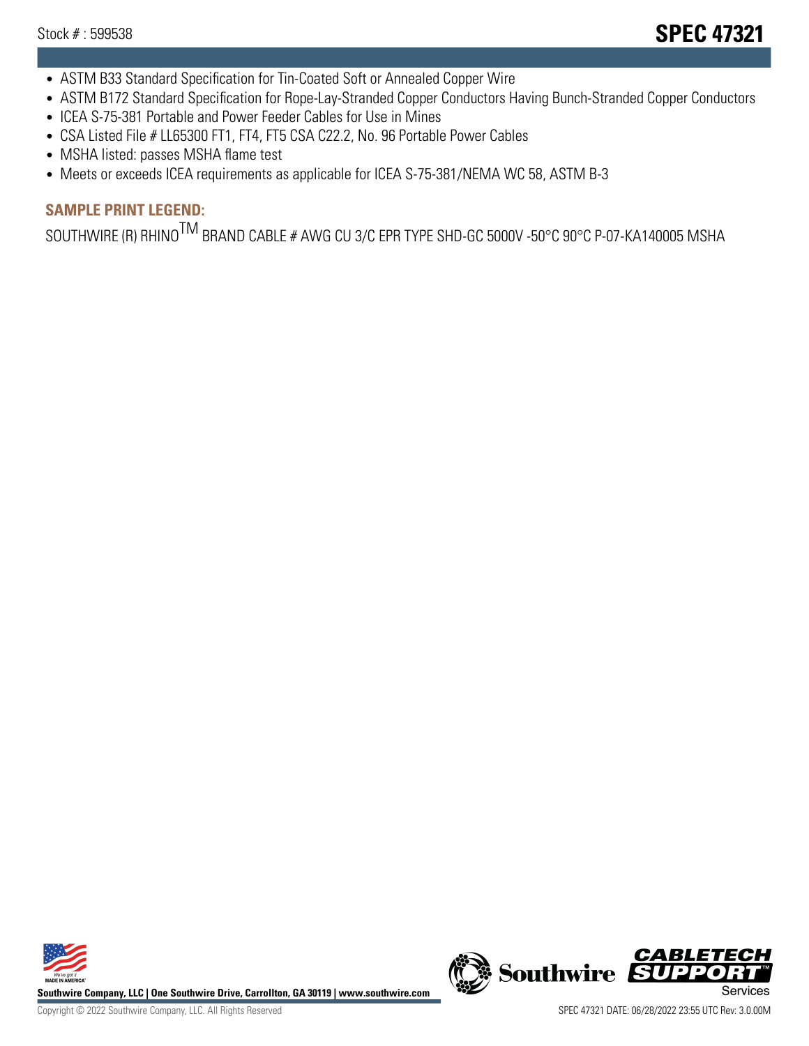- ASTM B33 Standard Specification for Tin-Coated Soft or Annealed Copper Wire
- ASTM B172 Standard Specification for Rope-Lay-Stranded Copper Conductors Having Bunch-Stranded Copper Conductors
- ICEA S-75-381 Portable and Power Feeder Cables for Use in Mines
- CSA Listed File # LL65300 FT1, FT4, FT5 CSA C22.2, No. 96 Portable Power Cables
- MSHA listed: passes MSHA flame test
- Meets or exceeds ICEA requirements as applicable for ICEA S-75-381/NEMA WC 58, ASTM B-3

## SAMPLE PRINT LEGEND:

SOUTHWIRE (R) RHINOTM BRAND CABLE # AWG CU 3/C EPR TYPE SHD-GC 5000V -50°C 90°C P-07-KA140005 MSHA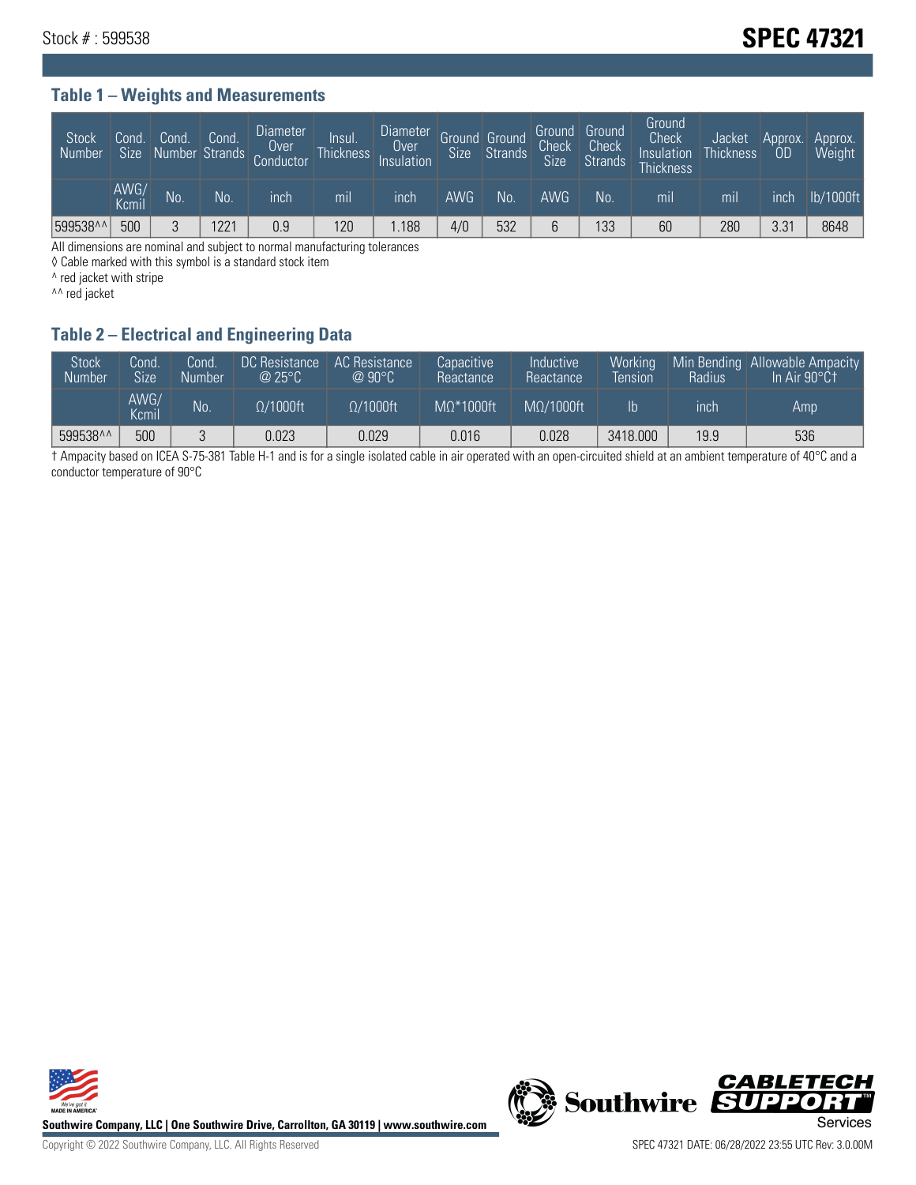Stock # : 599538

# SPEC 47321

## Table 1 – Weights and Measurements

| Stock Number | Cond. Size | Cond. Number | Cond. Strands | Diameter Over Conductor | Insul. Thickness | Diameter Over Insulation | Ground Size | Ground Strands | Ground Check Size | Ground Check Strands | Ground Check Insulation Thickness | Jacket Thickness | Approx. OD | Approx. Weight |
|---|---|---|---|---|---|---|---|---|---|---|---|---|---|---|
| | AWG/ Kcmil | No. | No. | inch | mil | inch | AWG | No. | AWG | No. | mil | mil | inch | lb/1000ft |
| 599538^^ | 500 | 3 | 1221 | 0.9 | 120 | 1.188 | 4/0 | 532 | 6 | 133 | 60 | 280 | 3.31 | 8648 |

All dimensions are nominal and subject to normal manufacturing tolerances

◊ Cable marked with this symbol is a standard stock item

^ red jacket with stripe

^^ red jacket

## Table 2 – Electrical and Engineering Data

| Stock Number | Cond. Size | Cond. Number | DC Resistance @ 25°C | AC Resistance @ 90°C | Capacitive Reactance | Inductive Reactance | Working Tension | Min Bending Radius | Allowable Ampacity In Air 90°C† |
|---|---|---|---|---|---|---|---|---|---|
| | AWG/ Kcmil | No. | Ω/1000ft | Ω/1000ft | MΩ*1000ft | MΩ/1000ft | lb | inch | Amp |
| 599538^^ | 500 | 3 | 0.023 | 0.029 | 0.016 | 0.028 | 3418.000 | 19.9 | 536 |

† Ampacity based on ICEA S-75-381 Table H-1 and is for a single isolated cable in air operated with an open-circuited shield at an ambient temperature of 40°C and a conductor temperature of 90°C

Southwire Company, LLC | One Southwire Drive, Carrollton, GA 30119 | www.southwire.com

Copyright © 2022 Southwire Company, LLC. All Rights Reserved

SPEC 47321 DATE: 06/28/2022 23:55 UTC Rev: 3.0.00M